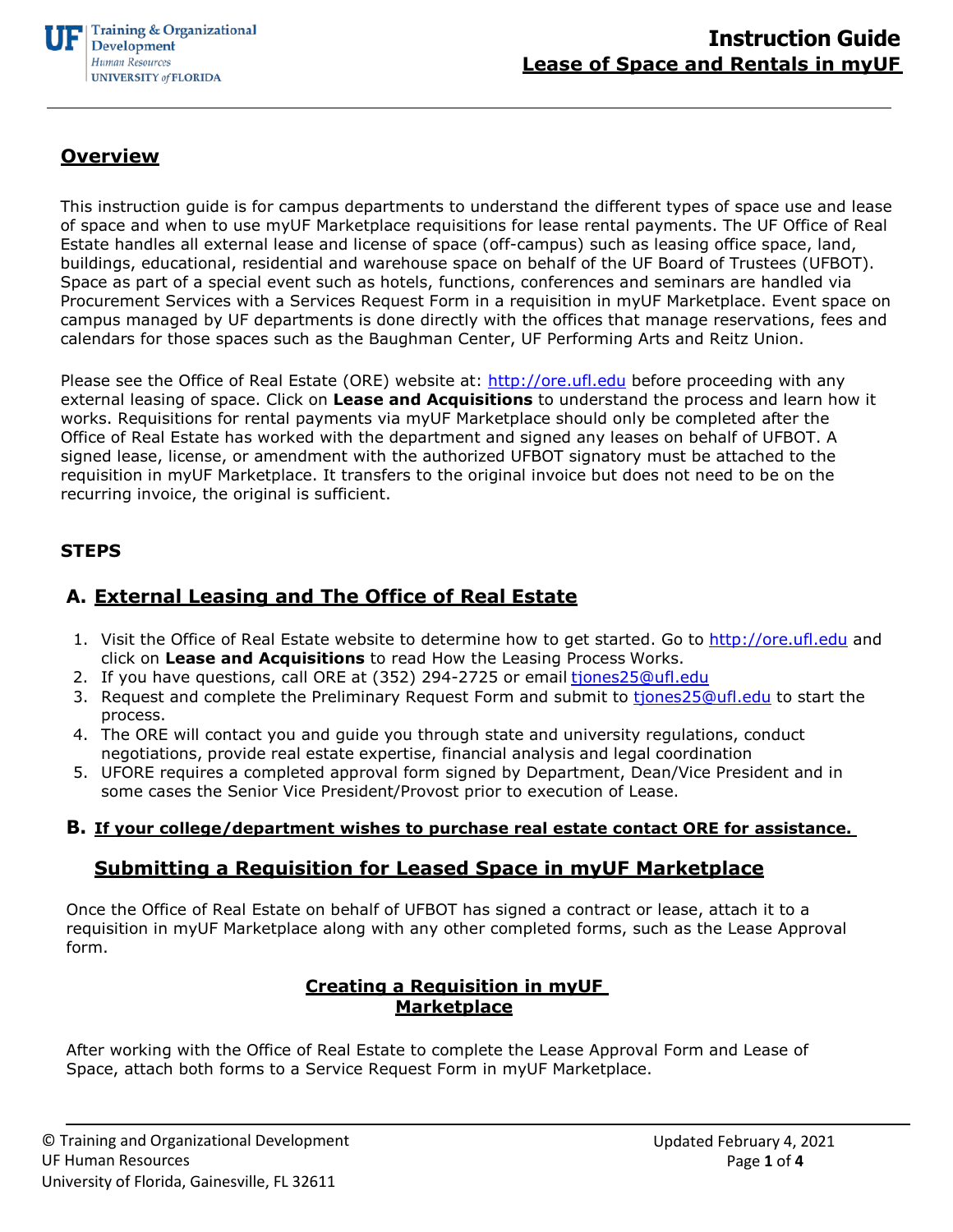# Instruction Guide
## Lease of Space and Rentals in myUF

## Overview

This instruction guide is for campus departments to understand the different types of space use and lease of space and when to use myUF Marketplace requisitions for lease rental payments. The UF Office of Real Estate handles all external lease and license of space (off-campus) such as leasing office space, land, buildings, educational, residential and warehouse space on behalf of the UF Board of Trustees (UFBOT). Space as part of a special event such as hotels, functions, conferences and seminars are handled via Procurement Services with a Services Request Form in a requisition in myUF Marketplace. Event space on campus managed by UF departments is done directly with the offices that manage reservations, fees and calendars for those spaces such as the Baughman Center, UF Performing Arts and Reitz Union.

Please see the Office of Real Estate (ORE) website at: http://ore.ufl.edu before proceeding with any external leasing of space. Click on **Lease and Acquisitions** to understand the process and learn how it works. Requisitions for rental payments via myUF Marketplace should only be completed after the Office of Real Estate has worked with the department and signed any leases on behalf of UFBOT. A signed lease, license, or amendment with the authorized UFBOT signatory must be attached to the requisition in myUF Marketplace. It transfers to the original invoice but does not need to be on the recurring invoice, the original is sufficient.

### STEPS

## A. External Leasing and The Office of Real Estate

1. Visit the Office of Real Estate website to determine how to get started. Go to http://ore.ufl.edu and click on **Lease and Acquisitions** to read How the Leasing Process Works.
2. If you have questions, call ORE at (352) 294-2725 or email tjones25@ufl.edu
3. Request and complete the Preliminary Request Form and submit to tjones25@ufl.edu to start the process.
4. The ORE will contact you and guide you through state and university regulations, conduct negotiations, provide real estate expertise, financial analysis and legal coordination
5. UFORE requires a completed approval form signed by Department, Dean/Vice President and in some cases the Senior Vice President/Provost prior to execution of Lease.

## B. If your college/department wishes to purchase real estate contact ORE for assistance.

## Submitting a Requisition for Leased Space in myUF Marketplace

Once the Office of Real Estate on behalf of UFBOT has signed a contract or lease, attach it to a requisition in myUF Marketplace along with any other completed forms, such as the Lease Approval form.

### Creating a Requisition in myUF Marketplace

After working with the Office of Real Estate to complete the Lease Approval Form and Lease of Space, attach both forms to a Service Request Form in myUF Marketplace.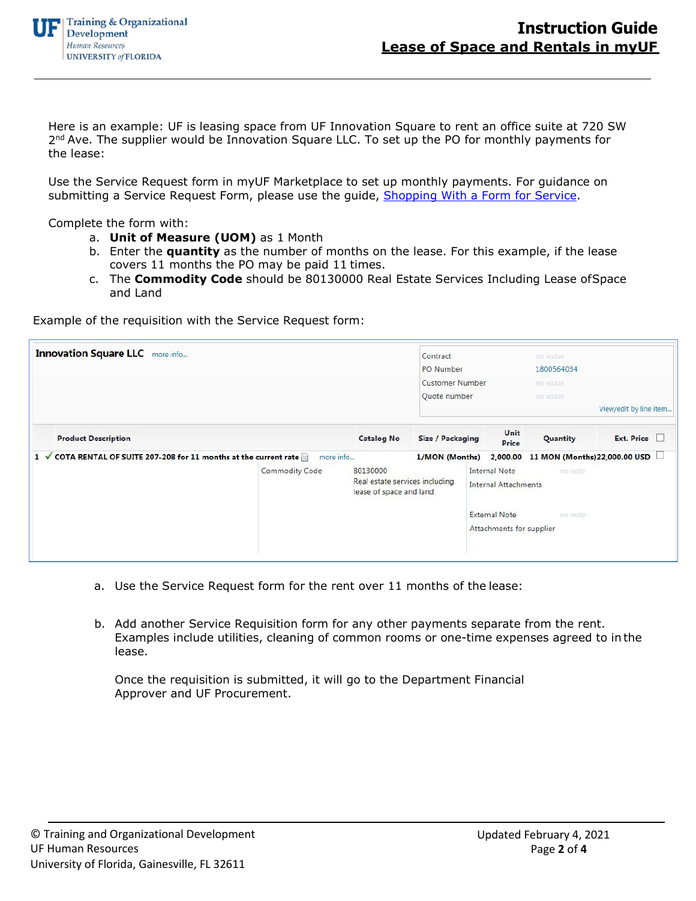Here is an example: UF is leasing space from UF Innovation Square to rent an office suite at 720 SW 2nd Ave. The supplier would be Innovation Square LLC. To set up the PO for monthly payments for the lease:

Use the Service Request form in myUF Marketplace to set up monthly payments. For guidance on submitting a Service Request Form, please use the guide, [Shopping With a Form for Service](Shopping With a Form for Service).

Complete the form with:

a. **Unit of Measure (UOM)** as 1 Month
b. Enter the **quantity** as the number of months on the lease. For this example, if the lease covers 11 months the PO may be paid 11 times.
c. The **Commodity Code** should be 80130000 Real Estate Services Including Lease ofSpace and Land

Example of the requisition with the Service Request form:

**Innovation Square LLC** more info...

| | |
|---|---|
| Contract | no value |
| PO Number | 1800564034 |
| Customer Number | no value |
| Quote number | no value |

View/edit by line item...

| | Product Description | Catalog No | Size / Packaging | Unit Price | Quantity | Ext. Price |
|---|---|---|---|---|---|---|
| 1 | ✓ COTA RENTAL OF SUITE 207-208 for 11 months at the current rate more info... | | 1/MON (Months) | 2,000.00 | 11 MON (Months) | 22,000.00 USD |

| | | | |
|---|---|---|---|
| Commodity Code | 80130000 Real estate services including lease of space and land | Internal Note | no note |
| | | Internal Attachments | |
| | | External Note | no note |
| | | Attachments for supplier | |

a. Use the Service Request form for the rent over 11 months of the lease:

b. Add another Service Requisition form for any other payments separate from the rent. Examples include utilities, cleaning of common rooms or one-time expenses agreed to inthe lease.

   Once the requisition is submitted, it will go to the Department Financial Approver and UF Procurement.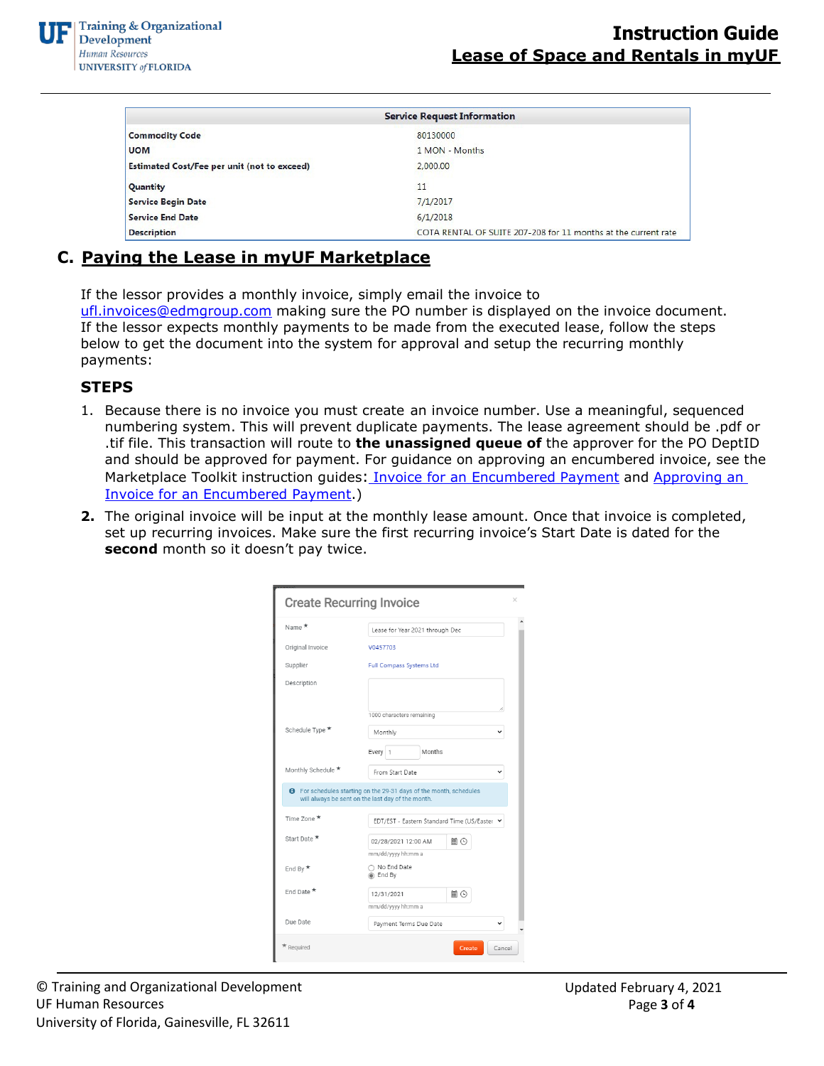| Service Request Information | |
|---|---|
| Commodity Code | 80130000 |
| UOM | 1 MON - Months |
| Estimated Cost/Fee per unit (not to exceed) | 2,000.00 |
| Quantity | 11 |
| Service Begin Date | 7/1/2017 |
| Service End Date | 6/1/2018 |
| Description | COTA RENTAL OF SUITE 207-208 for 11 months at the current rate |

## C. Paying the Lease in myUF Marketplace

If the lessor provides a monthly invoice, simply email the invoice to ufl.invoices@edmgroup.com making sure the PO number is displayed on the invoice document. If the lessor expects monthly payments to be made from the executed lease, follow the steps below to get the document into the system for approval and setup the recurring monthly payments:

### STEPS

1. Because there is no invoice you must create an invoice number. Use a meaningful, sequenced numbering system. This will prevent duplicate payments. The lease agreement should be .pdf or .tif file. This transaction will route to **the unassigned queue of** the approver for the PO DeptID and should be approved for payment. For guidance on approving an encumbered invoice, see the Marketplace Toolkit instruction guides: Invoice for an Encumbered Payment and Approving an Invoice for an Encumbered Payment.)
2. The original invoice will be input at the monthly lease amount. Once that invoice is completed, set up recurring invoices. Make sure the first recurring invoice's Start Date is dated for the **second** month so it doesn't pay twice.

**Create Recurring Invoice**

| Field | Value |
|---|---|
| Name * | Lease for Year 2021 through Dec |
| Original Invoice | V0457703 |
| Supplier | Full Compass Systems Ltd |
| Description | 1000 characters remaining |
| Schedule Type * | Monthly; Every 1 Months |
| Monthly Schedule * | From Start Date |
| | For schedules starting on the 29-31 days of the month, schedules will always be sent on the last day of the month. |
| Time Zone * | EDT/EST - Eastern Standard Time (US/Eastern) |
| Start Date * | 02/28/2021 12:00 AM (mm/dd/yyyy hh:mm a) |
| End By * | No End Date / End By (selected) |
| End Date * | 12/31/2021 (mm/dd/yyyy hh:mm a) |
| Due Date | Payment Terms Due Date |

* Required — Create — Cancel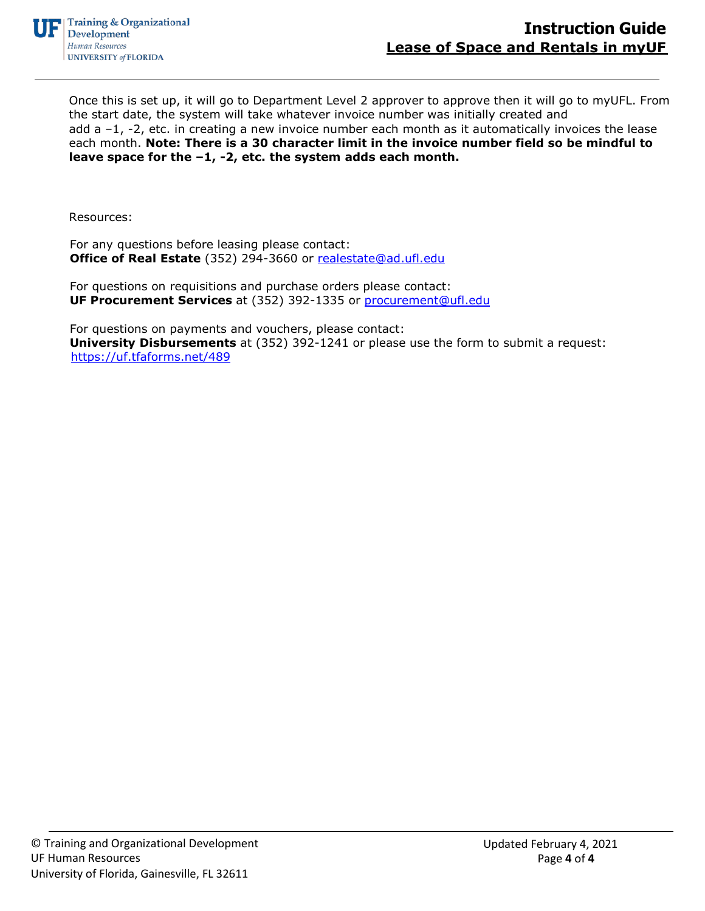Once this is set up, it will go to Department Level 2 approver to approve then it will go to myUFL. From the start date, the system will take whatever invoice number was initially created and add a –1, -2, etc. in creating a new invoice number each month as it automatically invoices the lease each month. **Note: There is a 30 character limit in the invoice number field so be mindful to leave space for the –1, -2, etc. the system adds each month.**

Resources:

For any questions before leasing please contact:
**Office of Real Estate** (352) 294-3660 or realestate@ad.ufl.edu

For questions on requisitions and purchase orders please contact:
**UF Procurement Services** at (352) 392-1335 or procurement@ufl.edu

For questions on payments and vouchers, please contact:
**University Disbursements** at (352) 392-1241 or please use the form to submit a request:
https://uf.tfaforms.net/489